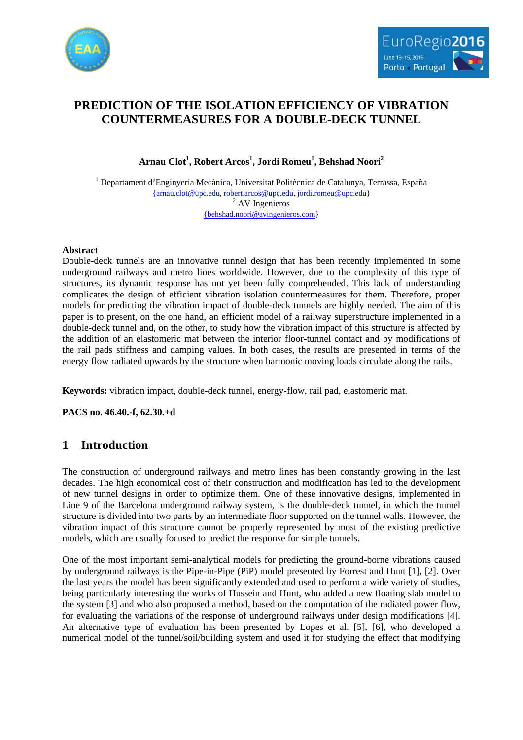# PREDICTION OF THE ISOLATION EFFICIENCY OF VIBRATION COUNTERMEASURES FOR A DOUBLE-DECK TUNNEL

**Arnau Clot[1], Robert Arcos[1], Jordi Romeu[1], Behshad Noori[2]**

[1] Departament d'Enginyeria Mecànica, Universitat Politècnica de Catalunya, Terrassa, España
{arnau.clot@upc.edu, robert.arcos@upc.edu, jordi.romeu@upc.edu}
[2] AV Ingenieros
{behshad.noori@avingenieros.com}

**Abstract**

Double-deck tunnels are an innovative tunnel design that has been recently implemented in some underground railways and metro lines worldwide. However, due to the complexity of this type of structures, its dynamic response has not yet been fully comprehended. This lack of understanding complicates the design of efficient vibration isolation countermeasures for them. Therefore, proper models for predicting the vibration impact of double-deck tunnels are highly needed. The aim of this paper is to present, on the one hand, an efficient model of a railway superstructure implemented in a double-deck tunnel and, on the other, to study how the vibration impact of this structure is affected by the addition of an elastomeric mat between the interior floor-tunnel contact and by modifications of the rail pads stiffness and damping values. In both cases, the results are presented in terms of the energy flow radiated upwards by the structure when harmonic moving loads circulate along the rails.

**Keywords:** vibration impact, double-deck tunnel, energy-flow, rail pad, elastomeric mat.

**PACS no. 46.40.-f, 62.30.+d**

## 1 Introduction

The construction of underground railways and metro lines has been constantly growing in the last decades. The high economical cost of their construction and modification has led to the development of new tunnel designs in order to optimize them. One of these innovative designs, implemented in Line 9 of the Barcelona underground railway system, is the double-deck tunnel, in which the tunnel structure is divided into two parts by an intermediate floor supported on the tunnel walls. However, the vibration impact of this structure cannot be properly represented by most of the existing predictive models, which are usually focused to predict the response for simple tunnels.

One of the most important semi-analytical models for predicting the ground-borne vibrations caused by underground railways is the Pipe-in-Pipe (PiP) model presented by Forrest and Hunt [1], [2]. Over the last years the model has been significantly extended and used to perform a wide variety of studies, being particularly interesting the works of Hussein and Hunt, who added a new floating slab model to the system [3] and who also proposed a method, based on the computation of the radiated power flow, for evaluating the variations of the response of underground railways under design modifications [4]. An alternative type of evaluation has been presented by Lopes et al. [5], [6], who developed a numerical model of the tunnel/soil/building system and used it for studying the effect that modifying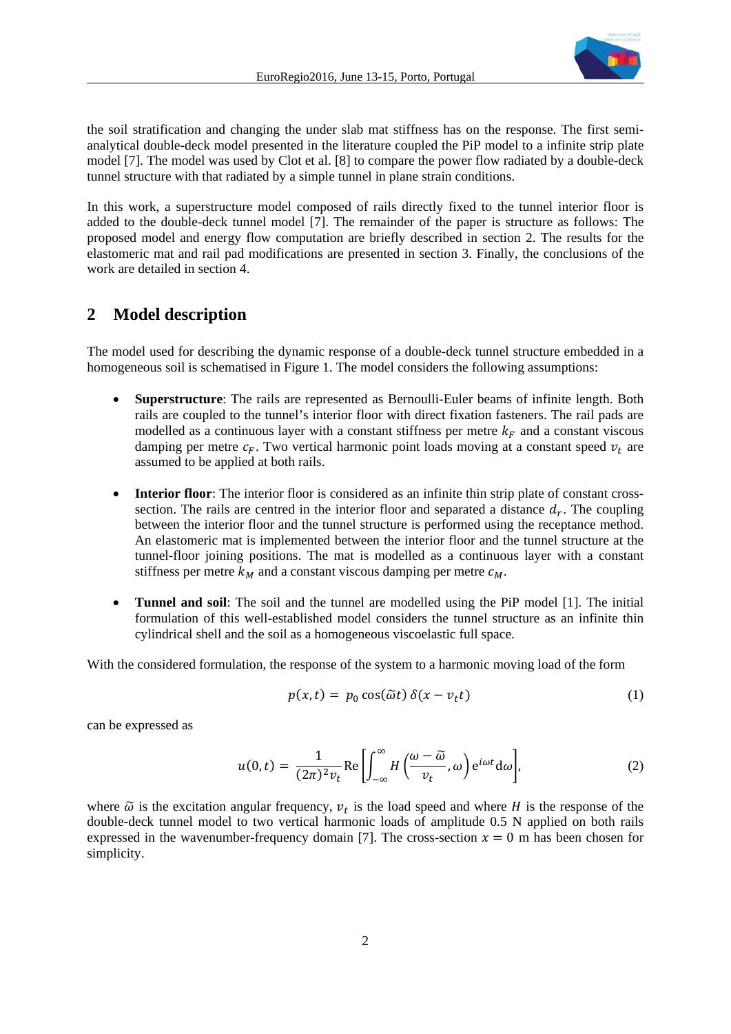the soil stratification and changing the under slab mat stiffness has on the response. The first semi-analytical double-deck model presented in the literature coupled the PiP model to a infinite strip plate model [7]. The model was used by Clot et al. [8] to compare the power flow radiated by a double-deck tunnel structure with that radiated by a simple tunnel in plane strain conditions.

In this work, a superstructure model composed of rails directly fixed to the tunnel interior floor is added to the double-deck tunnel model [7]. The remainder of the paper is structure as follows: The proposed model and energy flow computation are briefly described in section 2. The results for the elastomeric mat and rail pad modifications are presented in section 3. Finally, the conclusions of the work are detailed in section 4.

## 2 Model description

The model used for describing the dynamic response of a double-deck tunnel structure embedded in a homogeneous soil is schematised in Figure 1. The model considers the following assumptions:

- **Superstructure**: The rails are represented as Bernoulli-Euler beams of infinite length. Both rails are coupled to the tunnel's interior floor with direct fixation fasteners. The rail pads are modelled as a continuous layer with a constant stiffness per metre $k_F$ and a constant viscous damping per metre $c_F$. Two vertical harmonic point loads moving at a constant speed $v_t$ are assumed to be applied at both rails.

- **Interior floor**: The interior floor is considered as an infinite thin strip plate of constant cross-section. The rails are centred in the interior floor and separated a distance $d_r$. The coupling between the interior floor and the tunnel structure is performed using the receptance method. An elastomeric mat is implemented between the interior floor and the tunnel structure at the tunnel-floor joining positions. The mat is modelled as a continuous layer with a constant stiffness per metre $k_M$ and a constant viscous damping per metre $c_M$.

- **Tunnel and soil**: The soil and the tunnel are modelled using the PiP model [1]. The initial formulation of this well-established model considers the tunnel structure as an infinite thin cylindrical shell and the soil as a homogeneous viscoelastic full space.

With the considered formulation, the response of the system to a harmonic moving load of the form

$$p(x,t) = p_0 \cos(\tilde{\omega} t)\, \delta(x - v_t t) \tag{1}$$

can be expressed as

$$u(0,t) = \frac{1}{(2\pi)^2 v_t} \mathrm{Re}\left[\int_{-\infty}^{\infty} H\left(\frac{\omega - \tilde{\omega}}{v_t}, \omega\right) \mathrm{e}^{i\omega t} \mathrm{d}\omega\right], \tag{2}$$

where $\tilde{\omega}$ is the excitation angular frequency, $v_t$ is the load speed and where $H$ is the response of the double-deck tunnel model to two vertical harmonic loads of amplitude 0.5 N applied on both rails expressed in the wavenumber-frequency domain [7]. The cross-section $x = 0$ m has been chosen for simplicity.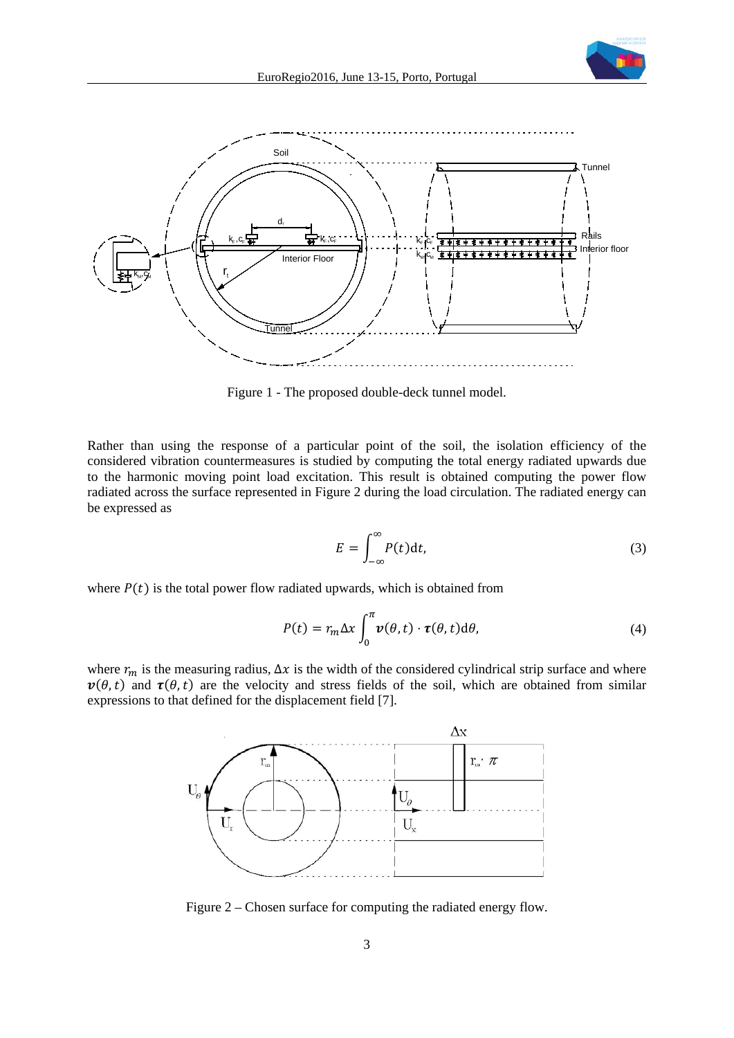Figure 1 - The proposed double-deck tunnel model.

Rather than using the response of a particular point of the soil, the isolation efficiency of the considered vibration countermeasures is studied by computing the total energy radiated upwards due to the harmonic moving point load excitation. This result is obtained computing the power flow radiated across the surface represented in Figure 2 during the load circulation. The radiated energy can be expressed as

$$E = \int_{-\infty}^{\infty} P(t)\mathrm{d}t, \tag{3}$$

where $P(t)$ is the total power flow radiated upwards, which is obtained from

$$P(t) = r_m \Delta x \int_{0}^{\pi} \boldsymbol{v}(\theta, t) \cdot \boldsymbol{\tau}(\theta, t)\mathrm{d}\theta, \tag{4}$$

where $r_m$ is the measuring radius, $\Delta x$ is the width of the considered cylindrical strip surface and where $\boldsymbol{v}(\theta, t)$ and $\boldsymbol{\tau}(\theta, t)$ are the velocity and stress fields of the soil, which are obtained from similar expressions to that defined for the displacement field [7].

Figure 2 – Chosen surface for computing the radiated energy flow.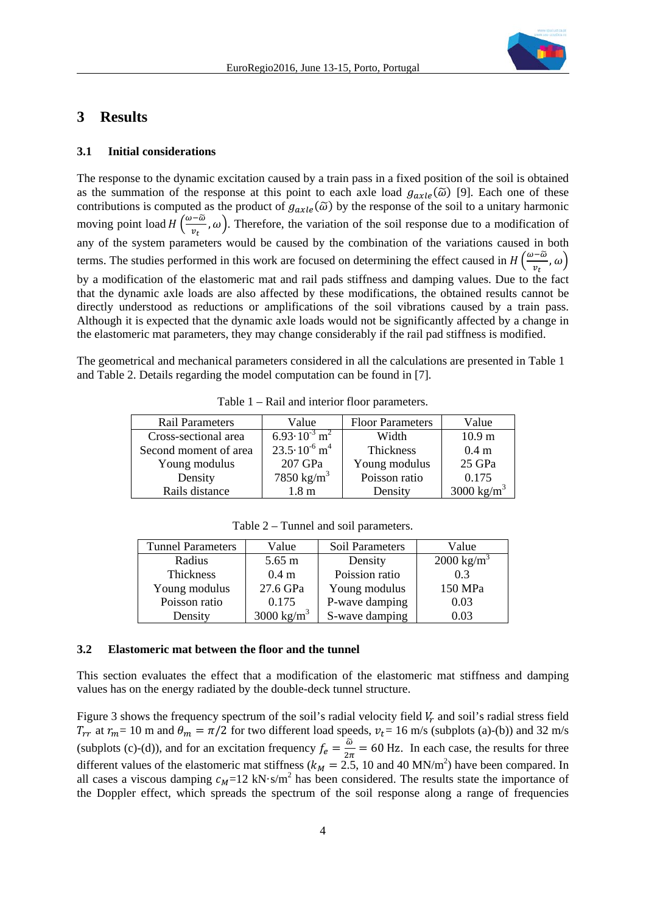## 3 Results

### 3.1 Initial considerations

The response to the dynamic excitation caused by a train pass in a fixed position of the soil is obtained as the summation of the response at this point to each axle load $g_{axle}(\tilde{\omega})$ [9]. Each one of these contributions is computed as the product of $g_{axle}(\tilde{\omega})$ by the response of the soil to a unitary harmonic moving point load $H\left(\frac{\omega-\tilde{\omega}}{v_t},\omega\right)$. Therefore, the variation of the soil response due to a modification of any of the system parameters would be caused by the combination of the variations caused in both terms. The studies performed in this work are focused on determining the effect caused in $H\left(\frac{\omega-\tilde{\omega}}{v_t},\omega\right)$ by a modification of the elastomeric mat and rail pads stiffness and damping values. Due to the fact that the dynamic axle loads are also affected by these modifications, the obtained results cannot be directly understood as reductions or amplifications of the soil vibrations caused by a train pass. Although it is expected that the dynamic axle loads would not be significantly affected by a change in the elastomeric mat parameters, they may change considerably if the rail pad stiffness is modified.

The geometrical and mechanical parameters considered in all the calculations are presented in Table 1 and Table 2. Details regarding the model computation can be found in [7].

Table 1 – Rail and interior floor parameters.

| Rail Parameters | Value | Floor Parameters | Value |
|---|---|---|---|
| Cross-sectional area | $6.93\cdot10^{-3}$ m$^2$ | Width | 10.9 m |
| Second moment of area | $23.5\cdot10^{-6}$ m$^4$ | Thickness | 0.4 m |
| Young modulus | 207 GPa | Young modulus | 25 GPa |
| Density | 7850 kg/m$^3$ | Poisson ratio | 0.175 |
| Rails distance | 1.8 m | Density | 3000 kg/m$^3$ |

Table 2 – Tunnel and soil parameters.

| Tunnel Parameters | Value | Soil Parameters | Value |
|---|---|---|---|
| Radius | 5.65 m | Density | 2000 kg/m$^3$ |
| Thickness | 0.4 m | Poission ratio | 0.3 |
| Young modulus | 27.6 GPa | Young modulus | 150 MPa |
| Poisson ratio | 0.175 | P-wave damping | 0.03 |
| Density | 3000 kg/m$^3$ | S-wave damping | 0.03 |

### 3.2 Elastomeric mat between the floor and the tunnel

This section evaluates the effect that a modification of the elastomeric mat stiffness and damping values has on the energy radiated by the double-deck tunnel structure.

Figure 3 shows the frequency spectrum of the soil's radial velocity field $V_r$ and soil's radial stress field $T_{rr}$ at $r_m$= 10 m and $\theta_m = \pi/2$ for two different load speeds, $v_t$= 16 m/s (subplots (a)-(b)) and 32 m/s (subplots (c)-(d)), and for an excitation frequency $f_e = \frac{\tilde{\omega}}{2\pi} = 60$ Hz. In each case, the results for three different values of the elastomeric mat stiffness ($k_M = 2.5$, 10 and 40 MN/m$^2$) have been compared. In all cases a viscous damping $c_M$=12 kN·s/m$^2$ has been considered. The results state the importance of the Doppler effect, which spreads the spectrum of the soil response along a range of frequencies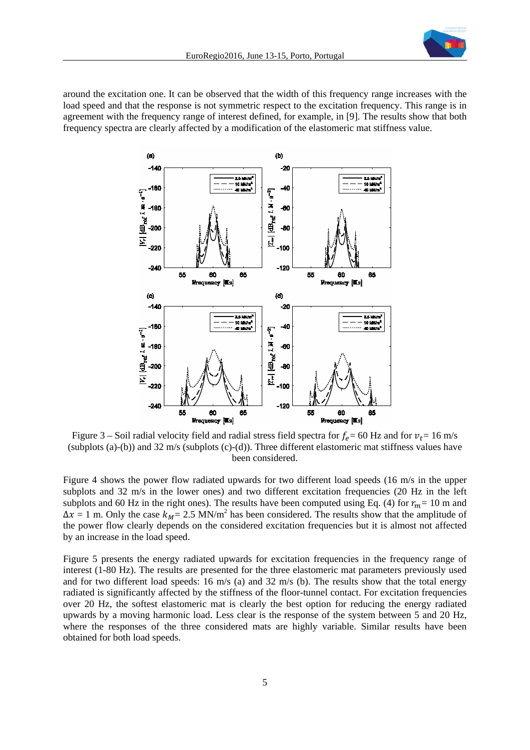around the excitation one. It can be observed that the width of this frequency range increases with the load speed and that the response is not symmetric respect to the excitation frequency. This range is in agreement with the frequency range of interest defined, for example, in [9]. The results show that both frequency spectra are clearly affected by a modification of the elastomeric mat stiffness value.

Figure 3 – Soil radial velocity field and radial stress field spectra for $f_e$= 60 Hz and for $v_t$= 16 m/s (subplots (a)-(b)) and 32 m/s (subplots (c)-(d)). Three different elastomeric mat stiffness values have been considered.

Figure 4 shows the power flow radiated upwards for two different load speeds (16 m/s in the upper subplots and 32 m/s in the lower ones) and two different excitation frequencies (20 Hz in the left subplots and 60 Hz in the right ones). The results have been computed using Eq. (4) for $r_m$= 10 m and $\Delta x$ = 1 m. Only the case $k_M$= 2.5 MN/m$^2$ has been considered. The results show that the amplitude of the power flow clearly depends on the considered excitation frequencies but it is almost not affected by an increase in the load speed.

Figure 5 presents the energy radiated upwards for excitation frequencies in the frequency range of interest (1-80 Hz). The results are presented for the three elastomeric mat parameters previously used and for two different load speeds: 16 m/s (a) and 32 m/s (b). The results show that the total energy radiated is significantly affected by the stiffness of the floor-tunnel contact. For excitation frequencies over 20 Hz, the softest elastomeric mat is clearly the best option for reducing the energy radiated upwards by a moving harmonic load. Less clear is the response of the system between 5 and 20 Hz, where the responses of the three considered mats are highly variable. Similar results have been obtained for both load speeds.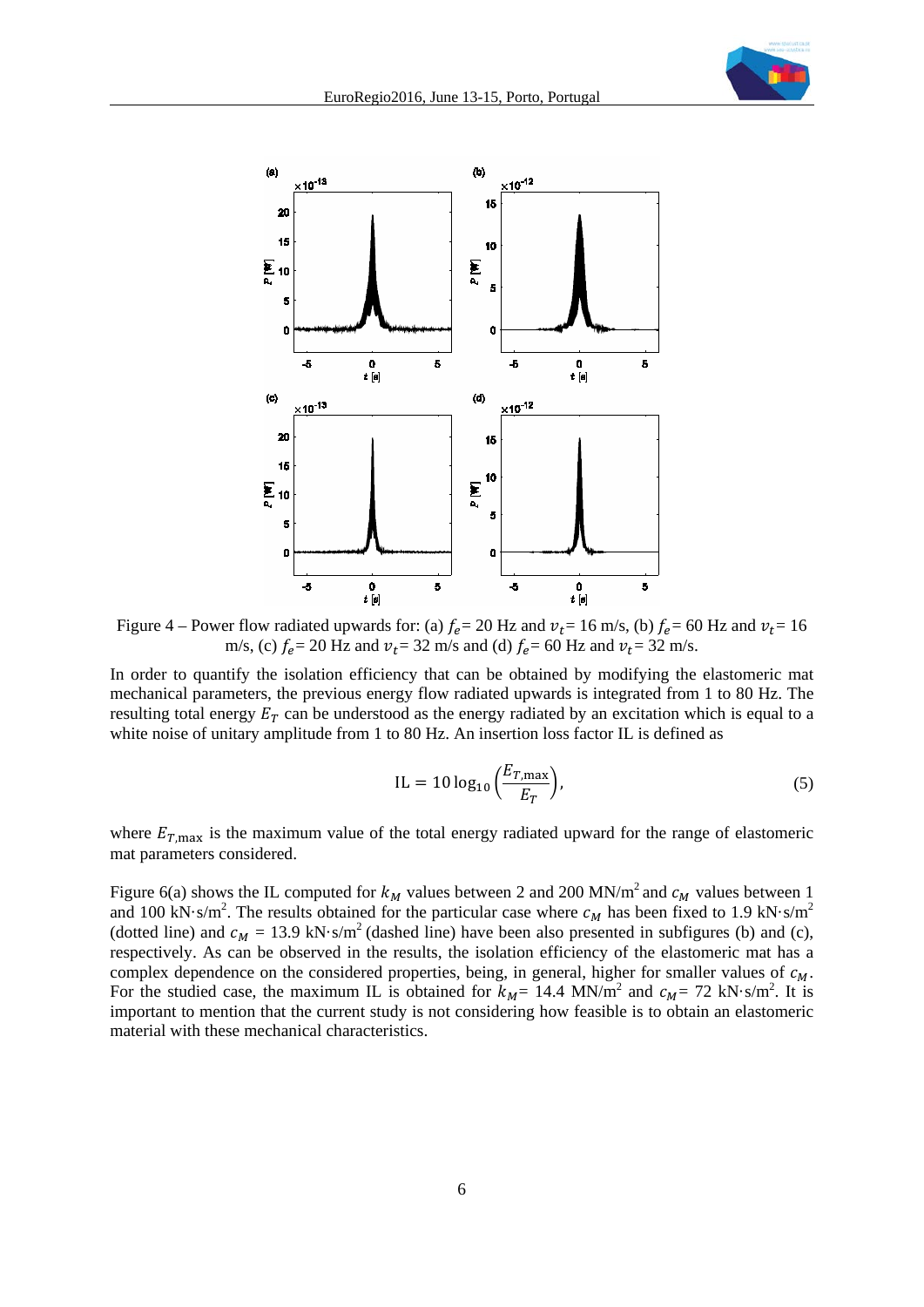Figure 4 – Power flow radiated upwards for: (a) $f_e$ = 20 Hz and $v_t$ = 16 m/s, (b) $f_e$ = 60 Hz and $v_t$ = 16 m/s, (c) $f_e$ = 20 Hz and $v_t$ = 32 m/s and (d) $f_e$ = 60 Hz and $v_t$ = 32 m/s.

In order to quantify the isolation efficiency that can be obtained by modifying the elastomeric mat mechanical parameters, the previous energy flow radiated upwards is integrated from 1 to 80 Hz. The resulting total energy $E_T$ can be understood as the energy radiated by an excitation which is equal to a white noise of unitary amplitude from 1 to 80 Hz. An insertion loss factor IL is defined as

$$\mathrm{IL} = 10\log_{10}\left(\frac{E_{T,\max}}{E_T}\right), \tag{5}$$

where $E_{T,\max}$ is the maximum value of the total energy radiated upward for the range of elastomeric mat parameters considered.

Figure 6(a) shows the IL computed for $k_M$ values between 2 and 200 MN/m$^2$ and $c_M$ values between 1 and 100 kN·s/m$^2$. The results obtained for the particular case where $c_M$ has been fixed to 1.9 kN·s/m$^2$ (dotted line) and $c_M$ = 13.9 kN·s/m$^2$ (dashed line) have been also presented in subfigures (b) and (c), respectively. As can be observed in the results, the isolation efficiency of the elastomeric mat has a complex dependence on the considered properties, being, in general, higher for smaller values of $c_M$. For the studied case, the maximum IL is obtained for $k_M$ = 14.4 MN/m$^2$ and $c_M$ = 72 kN·s/m$^2$. It is important to mention that the current study is not considering how feasible is to obtain an elastomeric material with these mechanical characteristics.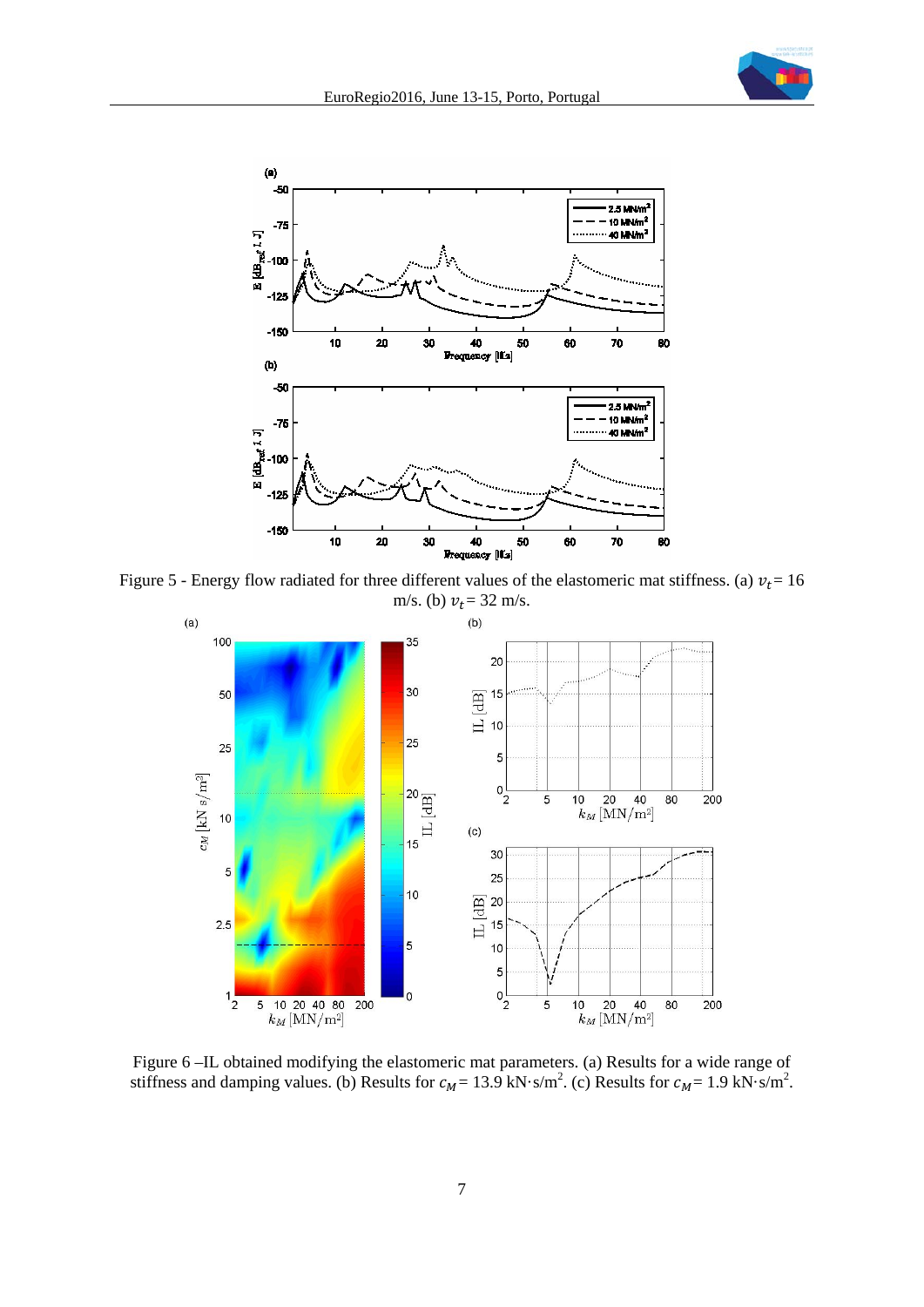Figure 5 - Energy flow radiated for three different values of the elastomeric mat stiffness. (a) $v_t$= 16 m/s. (b) $v_t$= 32 m/s.

Figure 6 –IL obtained modifying the elastomeric mat parameters. (a) Results for a wide range of stiffness and damping values. (b) Results for $c_M$= 13.9 kN·s/m$^2$. (c) Results for $c_M$= 1.9 kN·s/m$^2$.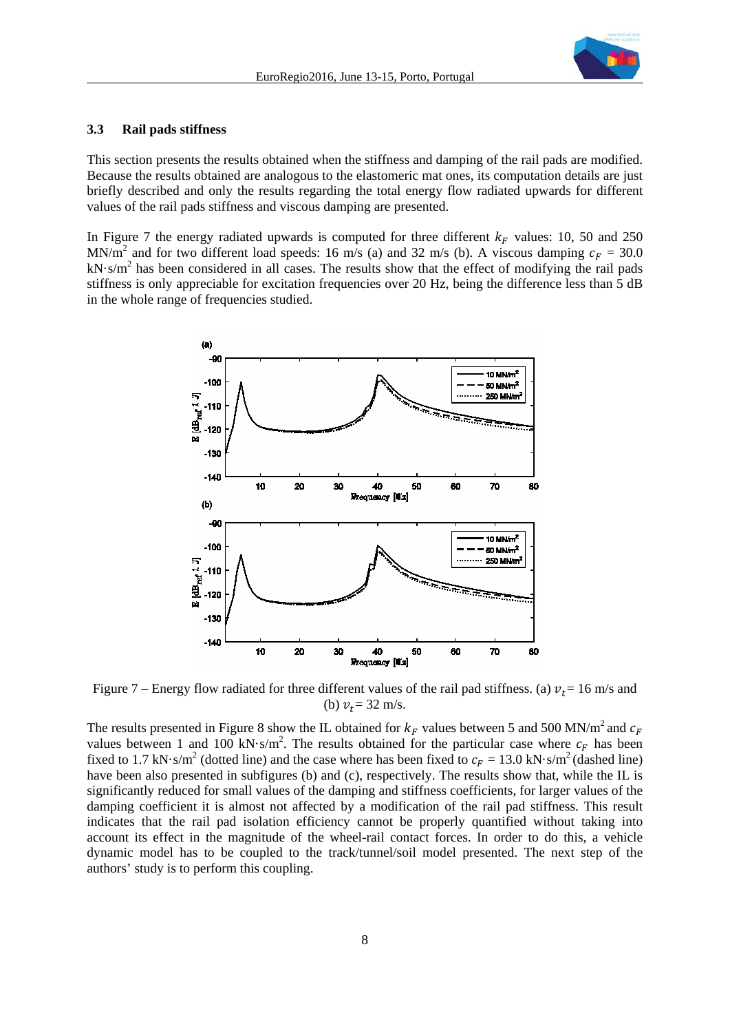### 3.3 Rail pads stiffness

This section presents the results obtained when the stiffness and damping of the rail pads are modified. Because the results obtained are analogous to the elastomeric mat ones, its computation details are just briefly described and only the results regarding the total energy flow radiated upwards for different values of the rail pads stiffness and viscous damping are presented.

In Figure 7 the energy radiated upwards is computed for three different $k_F$ values: 10, 50 and 250 MN/m$^2$ and for two different load speeds: 16 m/s (a) and 32 m/s (b). A viscous damping $c_F$ = 30.0 kN·s/m$^2$ has been considered in all cases. The results show that the effect of modifying the rail pads stiffness is only appreciable for excitation frequencies over 20 Hz, being the difference less than 5 dB in the whole range of frequencies studied.

Figure 7 – Energy flow radiated for three different values of the rail pad stiffness. (a) $v_t$ = 16 m/s and (b) $v_t$ = 32 m/s.

The results presented in Figure 8 show the IL obtained for $k_F$ values between 5 and 500 MN/m$^2$ and $c_F$ values between 1 and 100 kN·s/m$^2$. The results obtained for the particular case where $c_F$ has been fixed to 1.7 kN·s/m$^2$ (dotted line) and the case where has been fixed to $c_F$ = 13.0 kN·s/m$^2$ (dashed line) have been also presented in subfigures (b) and (c), respectively. The results show that, while the IL is significantly reduced for small values of the damping and stiffness coefficients, for larger values of the damping coefficient it is almost not affected by a modification of the rail pad stiffness. This result indicates that the rail pad isolation efficiency cannot be properly quantified without taking into account its effect in the magnitude of the wheel-rail contact forces. In order to do this, a vehicle dynamic model has to be coupled to the track/tunnel/soil model presented. The next step of the authors' study is to perform this coupling.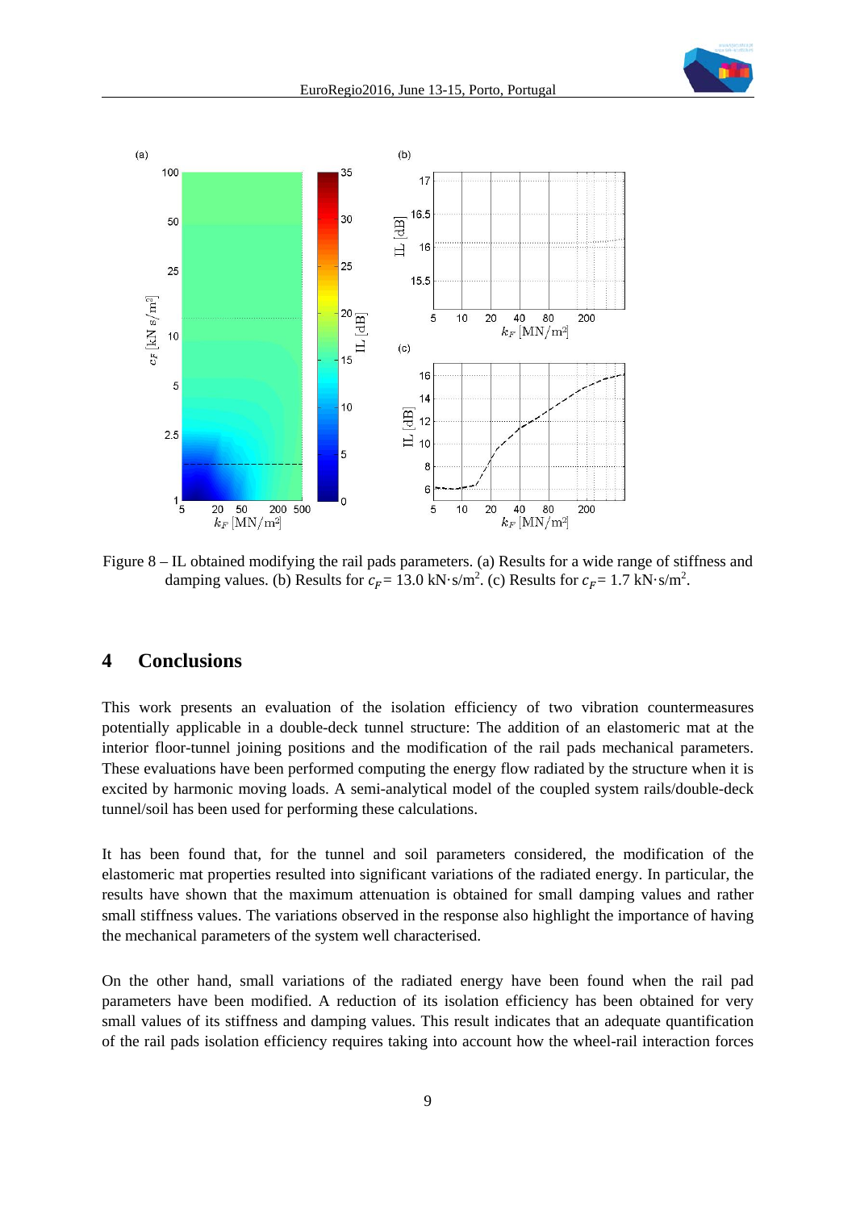Figure 8 – IL obtained modifying the rail pads parameters. (a) Results for a wide range of stiffness and damping values. (b) Results for $c_F = 13.0$ kN·s/m$^2$. (c) Results for $c_F = 1.7$ kN·s/m$^2$.

# 4 Conclusions

This work presents an evaluation of the isolation efficiency of two vibration countermeasures potentially applicable in a double-deck tunnel structure: The addition of an elastomeric mat at the interior floor-tunnel joining positions and the modification of the rail pads mechanical parameters. These evaluations have been performed computing the energy flow radiated by the structure when it is excited by harmonic moving loads. A semi-analytical model of the coupled system rails/double-deck tunnel/soil has been used for performing these calculations.

It has been found that, for the tunnel and soil parameters considered, the modification of the elastomeric mat properties resulted into significant variations of the radiated energy. In particular, the results have shown that the maximum attenuation is obtained for small damping values and rather small stiffness values. The variations observed in the response also highlight the importance of having the mechanical parameters of the system well characterised.

On the other hand, small variations of the radiated energy have been found when the rail pad parameters have been modified. A reduction of its isolation efficiency has been obtained for very small values of its stiffness and damping values. This result indicates that an adequate quantification of the rail pads isolation efficiency requires taking into account how the wheel-rail interaction forces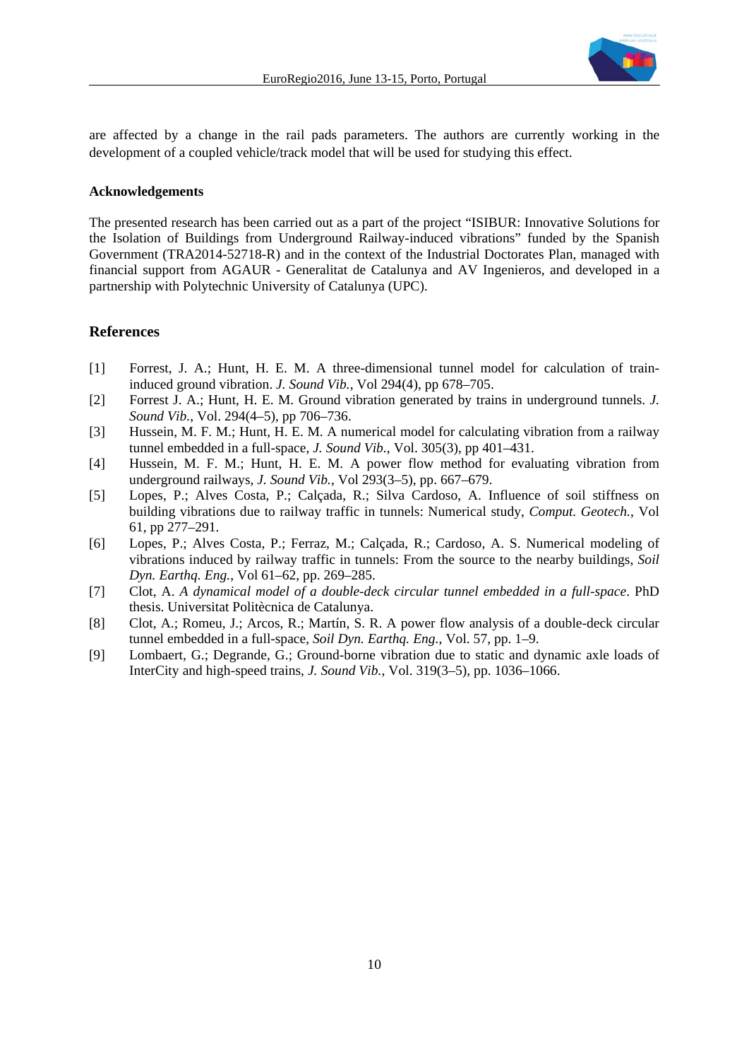are affected by a change in the rail pads parameters. The authors are currently working in the development of a coupled vehicle/track model that will be used for studying this effect.

### Acknowledgements

The presented research has been carried out as a part of the project "ISIBUR: Innovative Solutions for the Isolation of Buildings from Underground Railway-induced vibrations" funded by the Spanish Government (TRA2014-52718-R) and in the context of the Industrial Doctorates Plan, managed with financial support from AGAUR - Generalitat de Catalunya and AV Ingenieros, and developed in a partnership with Polytechnic University of Catalunya (UPC).

## References

[1] Forrest, J. A.; Hunt, H. E. M. A three-dimensional tunnel model for calculation of train-induced ground vibration. *J. Sound Vib.*, Vol 294(4), pp 678–705.

[2] Forrest J. A.; Hunt, H. E. M. Ground vibration generated by trains in underground tunnels. *J. Sound Vib.*, Vol. 294(4–5), pp 706–736.

[3] Hussein, M. F. M.; Hunt, H. E. M. A numerical model for calculating vibration from a railway tunnel embedded in a full-space, *J. Sound Vib.*, Vol. 305(3), pp 401–431.

[4] Hussein, M. F. M.; Hunt, H. E. M. A power flow method for evaluating vibration from underground railways, *J. Sound Vib.*, Vol 293(3–5), pp. 667–679.

[5] Lopes, P.; Alves Costa, P.; Calçada, R.; Silva Cardoso, A. Influence of soil stiffness on building vibrations due to railway traffic in tunnels: Numerical study, *Comput. Geotech.*, Vol 61, pp 277–291.

[6] Lopes, P.; Alves Costa, P.; Ferraz, M.; Calçada, R.; Cardoso, A. S. Numerical modeling of vibrations induced by railway traffic in tunnels: From the source to the nearby buildings, *Soil Dyn. Earthq. Eng.*, Vol 61–62, pp. 269–285.

[7] Clot, A. *A dynamical model of a double-deck circular tunnel embedded in a full-space*. PhD thesis. Universitat Politècnica de Catalunya.

[8] Clot, A.; Romeu, J.; Arcos, R.; Martín, S. R. A power flow analysis of a double-deck circular tunnel embedded in a full-space, *Soil Dyn. Earthq. Eng.*, Vol. 57, pp. 1–9.

[9] Lombaert, G.; Degrande, G.; Ground-borne vibration due to static and dynamic axle loads of InterCity and high-speed trains, *J. Sound Vib.*, Vol. 319(3–5), pp. 1036–1066.